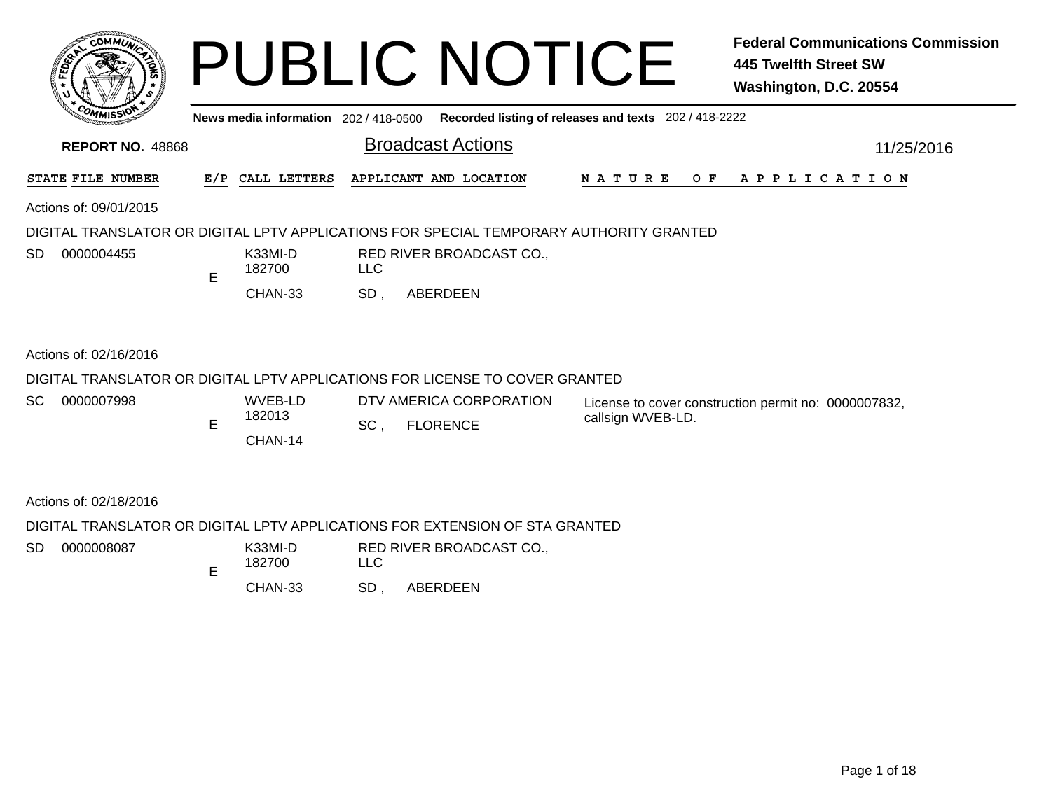# PUBLIC NOTICE

**Federal Communications Commission**
**445 Twelfth Street SW**
**Washington, D.C. 20554**

**News media information** 202 / 418-0500 **Recorded listing of releases and texts** 202 / 418-2222

**REPORT NO.** 48868

## Broadcast Actions

11/25/2016

| STATE | FILE NUMBER | E/P | CALL LETTERS | APPLICANT AND LOCATION | NATURE OF APPLICATION |
|---|---|---|---|---|---|

Actions of: 09/01/2015

DIGITAL TRANSLATOR OR DIGITAL LPTV APPLICATIONS FOR SPECIAL TEMPORARY AUTHORITY GRANTED

| STATE | FILE NUMBER | E/P | CALL LETTERS | APPLICANT AND LOCATION | NATURE OF APPLICATION |
|---|---|---|---|---|---|
| SD | 0000004455 | E | K33MI-D 182700 CHAN-33 | RED RIVER BROADCAST CO., LLC SD , ABERDEEN | |

Actions of: 02/16/2016

DIGITAL TRANSLATOR OR DIGITAL LPTV APPLICATIONS FOR LICENSE TO COVER GRANTED

| STATE | FILE NUMBER | E/P | CALL LETTERS | APPLICANT AND LOCATION | NATURE OF APPLICATION |
|---|---|---|---|---|---|
| SC | 0000007998 | E | WVEB-LD 182013 CHAN-14 | DTV AMERICA CORPORATION SC , FLORENCE | License to cover construction permit no: 0000007832, callsign WVEB-LD. |

Actions of: 02/18/2016

DIGITAL TRANSLATOR OR DIGITAL LPTV APPLICATIONS FOR EXTENSION OF STA GRANTED

| STATE | FILE NUMBER | E/P | CALL LETTERS | APPLICANT AND LOCATION | NATURE OF APPLICATION |
|---|---|---|---|---|---|
| SD | 0000008087 | E | K33MI-D 182700 CHAN-33 | RED RIVER BROADCAST CO., LLC SD , ABERDEEN | |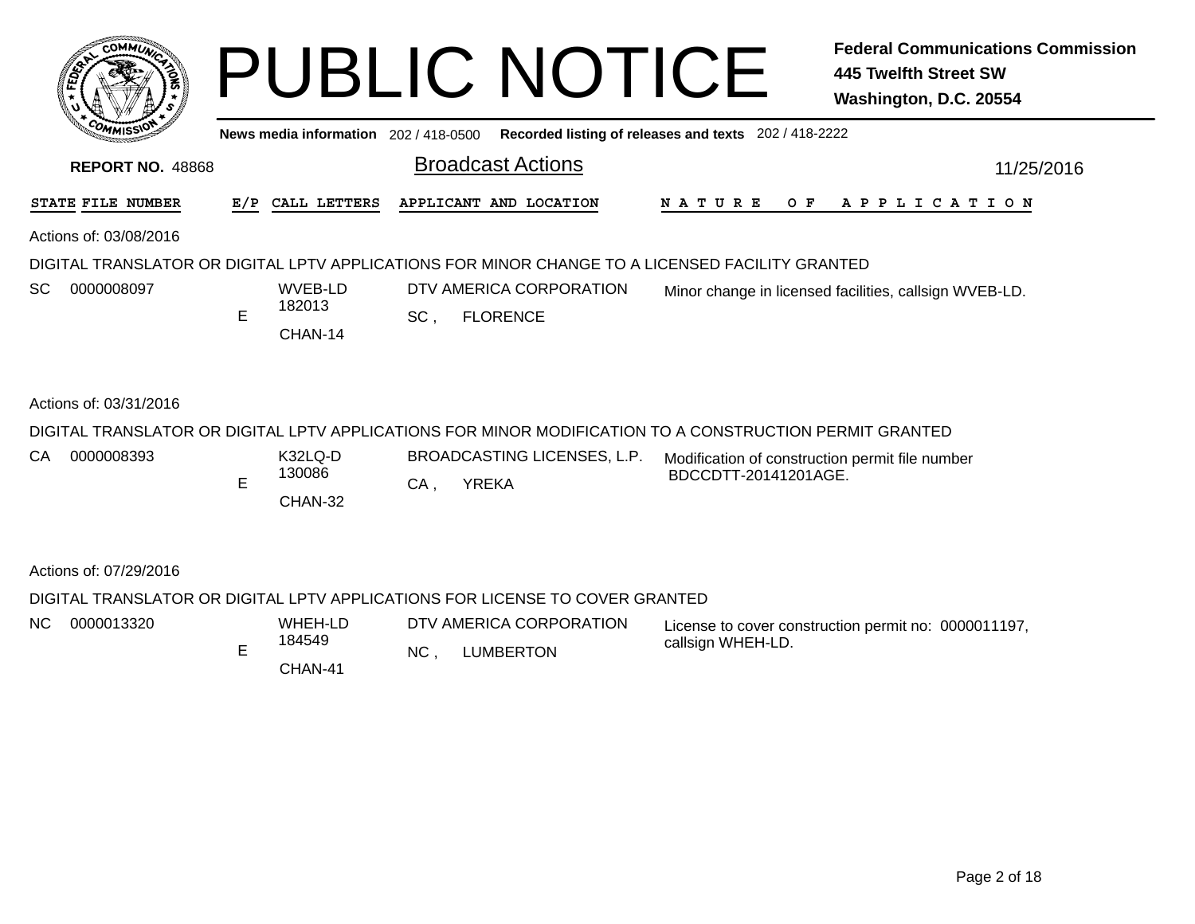# PUBLIC NOTICE

**Federal Communications Commission**
**445 Twelfth Street SW**
**Washington, D.C. 20554**

**News media information** 202 / 418-0500 **Recorded listing of releases and texts** 202 / 418-2222

**REPORT NO.** 48868

## Broadcast Actions

11/25/2016

| STATE | FILE NUMBER | E/P | CALL LETTERS | APPLICANT AND LOCATION | NATURE OF APPLICATION |
|---|---|---|---|---|---|

Actions of: 03/08/2016

DIGITAL TRANSLATOR OR DIGITAL LPTV APPLICATIONS FOR MINOR CHANGE TO A LICENSED FACILITY GRANTED

| STATE | FILE NUMBER | E/P | CALL LETTERS | APPLICANT AND LOCATION | NATURE OF APPLICATION |
|---|---|---|---|---|---|
| SC | 0000008097 | E | WVEB-LD 182013 CHAN-14 | DTV AMERICA CORPORATION SC , FLORENCE | Minor change in licensed facilities, callsign WVEB-LD. |

Actions of: 03/31/2016

DIGITAL TRANSLATOR OR DIGITAL LPTV APPLICATIONS FOR MINOR MODIFICATION TO A CONSTRUCTION PERMIT GRANTED

| STATE | FILE NUMBER | E/P | CALL LETTERS | APPLICANT AND LOCATION | NATURE OF APPLICATION |
|---|---|---|---|---|---|
| CA | 0000008393 | E | K32LQ-D 130086 CHAN-32 | BROADCASTING LICENSES, L.P. CA , YREKA | Modification of construction permit file number BDCCDTT-20141201AGE. |

Actions of: 07/29/2016

DIGITAL TRANSLATOR OR DIGITAL LPTV APPLICATIONS FOR LICENSE TO COVER GRANTED

| STATE | FILE NUMBER | E/P | CALL LETTERS | APPLICANT AND LOCATION | NATURE OF APPLICATION |
|---|---|---|---|---|---|
| NC | 0000013320 | E | WHEH-LD 184549 CHAN-41 | DTV AMERICA CORPORATION NC , LUMBERTON | License to cover construction permit no: 0000011197, callsign WHEH-LD. |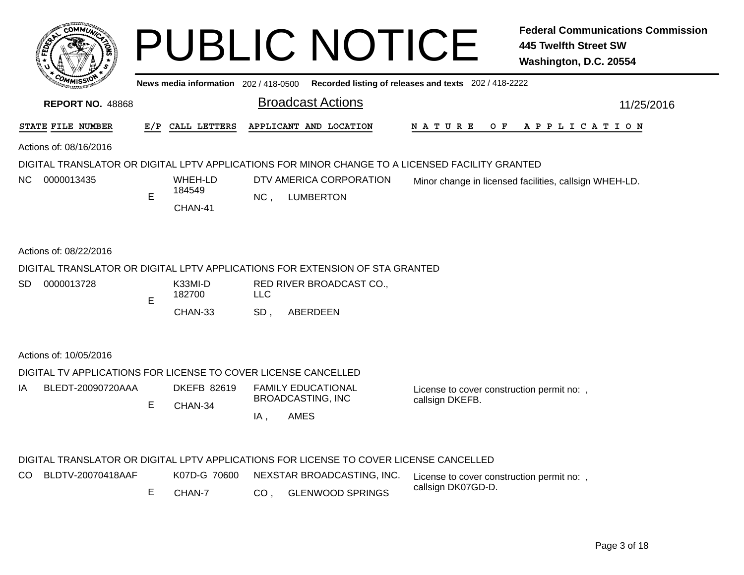# PUBLIC NOTICE

**Federal Communications Commission**
**445 Twelfth Street SW**
**Washington, D.C. 20554**

News media information 202 / 418-0500 Recorded listing of releases and texts 202 / 418-2222

**REPORT NO.** 48868

## Broadcast Actions

11/25/2016

| STATE | FILE NUMBER | E/P | CALL LETTERS | APPLICANT AND LOCATION | NATURE OF APPLICATION |
|---|---|---|---|---|---|

Actions of: 08/16/2016

DIGITAL TRANSLATOR OR DIGITAL LPTV APPLICATIONS FOR MINOR CHANGE TO A LICENSED FACILITY GRANTED

| STATE | FILE NUMBER | E/P | CALL LETTERS | APPLICANT AND LOCATION | NATURE OF APPLICATION |
|---|---|---|---|---|---|
| NC | 0000013435 | E | WHEH-LD 184549 CHAN-41 | DTV AMERICA CORPORATION NC , LUMBERTON | Minor change in licensed facilities, callsign WHEH-LD. |

Actions of: 08/22/2016

DIGITAL TRANSLATOR OR DIGITAL LPTV APPLICATIONS FOR EXTENSION OF STA GRANTED

| STATE | FILE NUMBER | E/P | CALL LETTERS | APPLICANT AND LOCATION | NATURE OF APPLICATION |
|---|---|---|---|---|---|
| SD | 0000013728 | E | K33MI-D 182700 CHAN-33 | RED RIVER BROADCAST CO., LLC SD , ABERDEEN | |

Actions of: 10/05/2016

DIGITAL TV APPLICATIONS FOR LICENSE TO COVER LICENSE CANCELLED

| STATE | FILE NUMBER | E/P | CALL LETTERS | APPLICANT AND LOCATION | NATURE OF APPLICATION |
|---|---|---|---|---|---|
| IA | BLEDT-20090720AAA | E | DKEFB 82619 CHAN-34 | FAMILY EDUCATIONAL BROADCASTING, INC IA , AMES | License to cover construction permit no: , callsign DKEFB. |

DIGITAL TRANSLATOR OR DIGITAL LPTV APPLICATIONS FOR LICENSE TO COVER LICENSE CANCELLED

| STATE | FILE NUMBER | E/P | CALL LETTERS | APPLICANT AND LOCATION | NATURE OF APPLICATION |
|---|---|---|---|---|---|
| CO | BLDTV-20070418AAF | E | K07D-G 70600 CHAN-7 | NEXSTAR BROADCASTING, INC. CO , GLENWOOD SPRINGS | License to cover construction permit no: , callsign DK07GD-D. |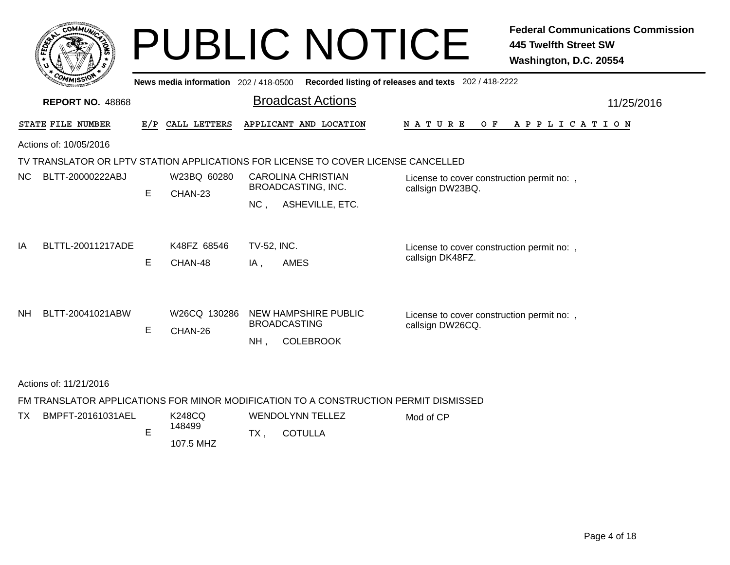# PUBLIC NOTICE

**Federal Communications Commission**
**445 Twelfth Street SW**
**Washington, D.C. 20554**

**News media information** 202 / 418-0500 **Recorded listing of releases and texts** 202 / 418-2222

**REPORT NO.** 48868

## Broadcast Actions

11/25/2016

| STATE | FILE NUMBER | E/P | CALL LETTERS | APPLICANT AND LOCATION | NATURE OF APPLICATION |
|---|---|---|---|---|---|

Actions of: 10/05/2016

TV TRANSLATOR OR LPTV STATION APPLICATIONS FOR LICENSE TO COVER LICENSE CANCELLED

| STATE | FILE NUMBER | E/P | CALL LETTERS | APPLICANT AND LOCATION | NATURE OF APPLICATION |
|---|---|---|---|---|---|
| NC | BLTT-20000222ABJ | E | W23BQ 60280 CHAN-23 | CAROLINA CHRISTIAN BROADCASTING, INC. NC , ASHEVILLE, ETC. | License to cover construction permit no: , callsign DW23BQ. |
| IA | BLTTL-20011217ADE | E | K48FZ 68546 CHAN-48 | TV-52, INC. IA , AMES | License to cover construction permit no: , callsign DK48FZ. |
| NH | BLTT-20041021ABW | E | W26CQ 130286 CHAN-26 | NEW HAMPSHIRE PUBLIC BROADCASTING NH , COLEBROOK | License to cover construction permit no: , callsign DW26CQ. |

Actions of: 11/21/2016

FM TRANSLATOR APPLICATIONS FOR MINOR MODIFICATION TO A CONSTRUCTION PERMIT DISMISSED

| STATE | FILE NUMBER | E/P | CALL LETTERS | APPLICANT AND LOCATION | NATURE OF APPLICATION |
|---|---|---|---|---|---|
| TX | BMPFT-20161031AEL | E | K248CQ 148499 107.5 MHZ | WENDOLYNN TELLEZ TX , COTULLA | Mod of CP |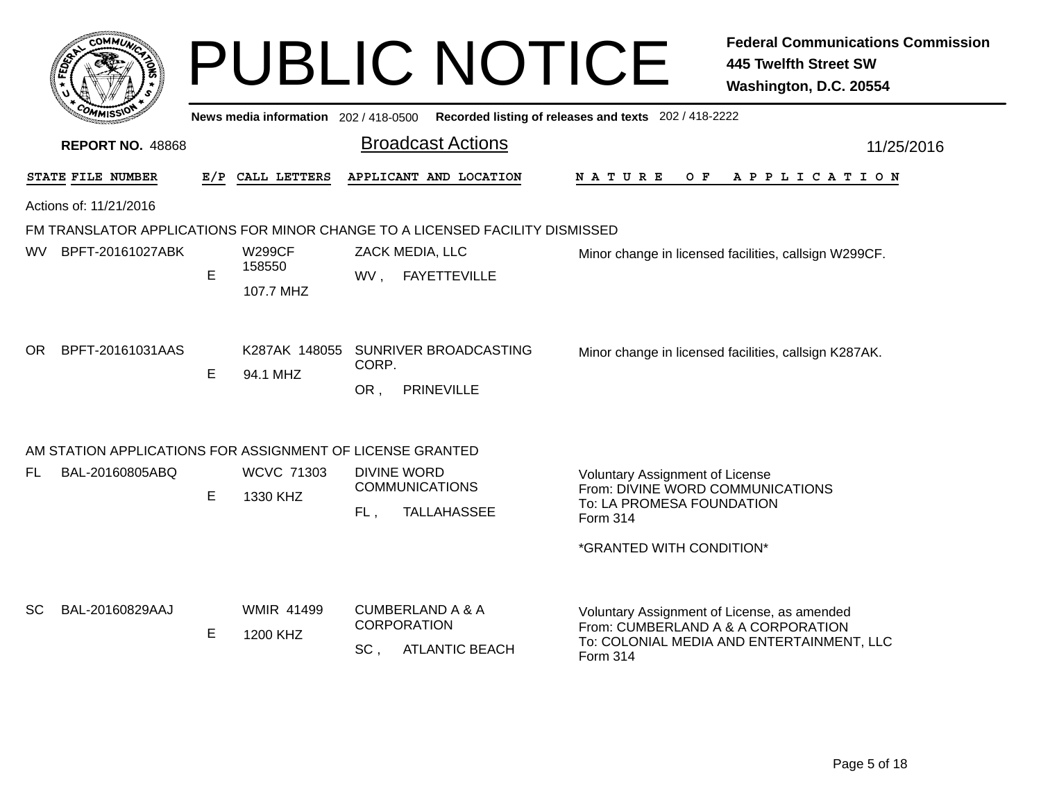# PUBLIC NOTICE

**Federal Communications Commission**
**445 Twelfth Street SW**
**Washington, D.C. 20554**

**News media information** 202 / 418-0500 **Recorded listing of releases and texts** 202 / 418-2222

**REPORT NO.** 48868

## Broadcast Actions

11/25/2016

| STATE | FILE NUMBER | E/P | CALL LETTERS | APPLICANT AND LOCATION | NATURE OF APPLICATION |
|---|---|---|---|---|---|

Actions of: 11/21/2016

### FM TRANSLATOR APPLICATIONS FOR MINOR CHANGE TO A LICENSED FACILITY DISMISSED

| STATE | FILE NUMBER | E/P | CALL LETTERS | APPLICANT AND LOCATION | NATURE OF APPLICATION |
|---|---|---|---|---|---|
| WV | BPFT-20161027ABK | E | W299CF 158550 107.7 MHZ | ZACK MEDIA, LLC WV , FAYETTEVILLE | Minor change in licensed facilities, callsign W299CF. |
| OR | BPFT-20161031AAS | E | K287AK 148055 94.1 MHZ | SUNRIVER BROADCASTING CORP. OR , PRINEVILLE | Minor change in licensed facilities, callsign K287AK. |

### AM STATION APPLICATIONS FOR ASSIGNMENT OF LICENSE GRANTED

| STATE | FILE NUMBER | E/P | CALL LETTERS | APPLICANT AND LOCATION | NATURE OF APPLICATION |
|---|---|---|---|---|---|
| FL | BAL-20160805ABQ | E | WCVC 71303 1330 KHZ | DIVINE WORD COMMUNICATIONS FL , TALLAHASSEE | Voluntary Assignment of License From: DIVINE WORD COMMUNICATIONS To: LA PROMESA FOUNDATION Form 314 *GRANTED WITH CONDITION* |
| SC | BAL-20160829AAJ | E | WMIR 41499 1200 KHZ | CUMBERLAND A & A CORPORATION SC , ATLANTIC BEACH | Voluntary Assignment of License, as amended From: CUMBERLAND A & A CORPORATION To: COLONIAL MEDIA AND ENTERTAINMENT, LLC Form 314 |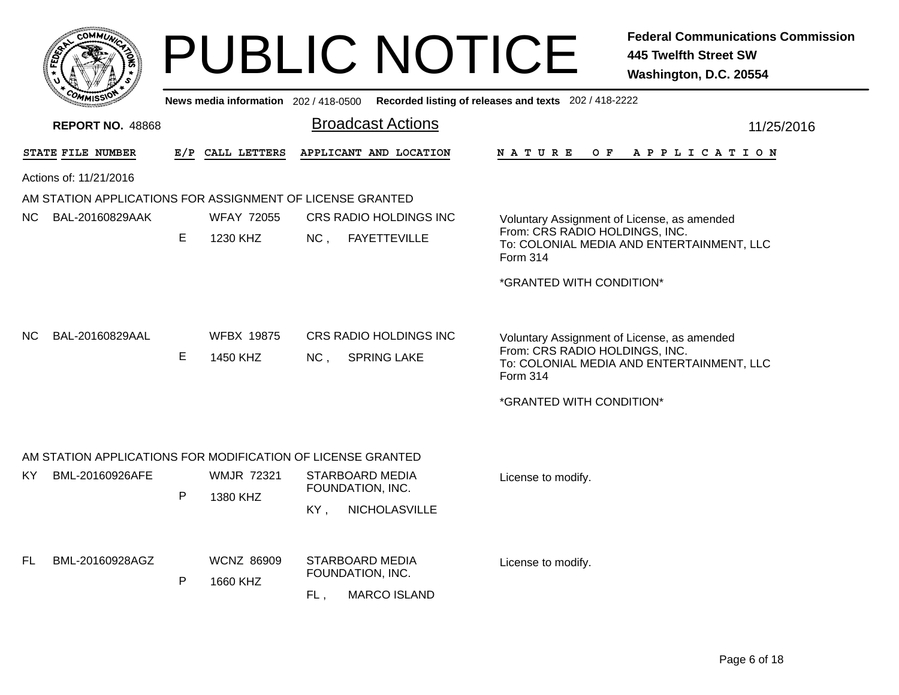# PUBLIC NOTICE

**Federal Communications Commission**
**445 Twelfth Street SW**
**Washington, D.C. 20554**

**News media information** 202 / 418-0500 **Recorded listing of releases and texts** 202 / 418-2222

**REPORT NO.** 48868

## Broadcast Actions

11/25/2016

Actions of: 11/21/2016

### AM STATION APPLICATIONS FOR ASSIGNMENT OF LICENSE GRANTED

| STATE | FILE NUMBER | E/P | CALL LETTERS | APPLICANT AND LOCATION | NATURE OF APPLICATION |
|---|---|---|---|---|---|
| NC | BAL-20160829AAK | E | WFAY 72055<br>1230 KHZ | CRS RADIO HOLDINGS INC<br>NC , FAYETTEVILLE | Voluntary Assignment of License, as amended<br>From: CRS RADIO HOLDINGS, INC.<br>To: COLONIAL MEDIA AND ENTERTAINMENT, LLC<br>Form 314<br>*GRANTED WITH CONDITION* |
| NC | BAL-20160829AAL | E | WFBX 19875<br>1450 KHZ | CRS RADIO HOLDINGS INC<br>NC , SPRING LAKE | Voluntary Assignment of License, as amended<br>From: CRS RADIO HOLDINGS, INC.<br>To: COLONIAL MEDIA AND ENTERTAINMENT, LLC<br>Form 314<br>*GRANTED WITH CONDITION* |

### AM STATION APPLICATIONS FOR MODIFICATION OF LICENSE GRANTED

| STATE | FILE NUMBER | E/P | CALL LETTERS | APPLICANT AND LOCATION | NATURE OF APPLICATION |
|---|---|---|---|---|---|
| KY | BML-20160926AFE | P | WMJR 72321<br>1380 KHZ | STARBOARD MEDIA FOUNDATION, INC.<br>KY , NICHOLASVILLE | License to modify. |
| FL | BML-20160928AGZ | P | WCNZ 86909<br>1660 KHZ | STARBOARD MEDIA FOUNDATION, INC.<br>FL , MARCO ISLAND | License to modify. |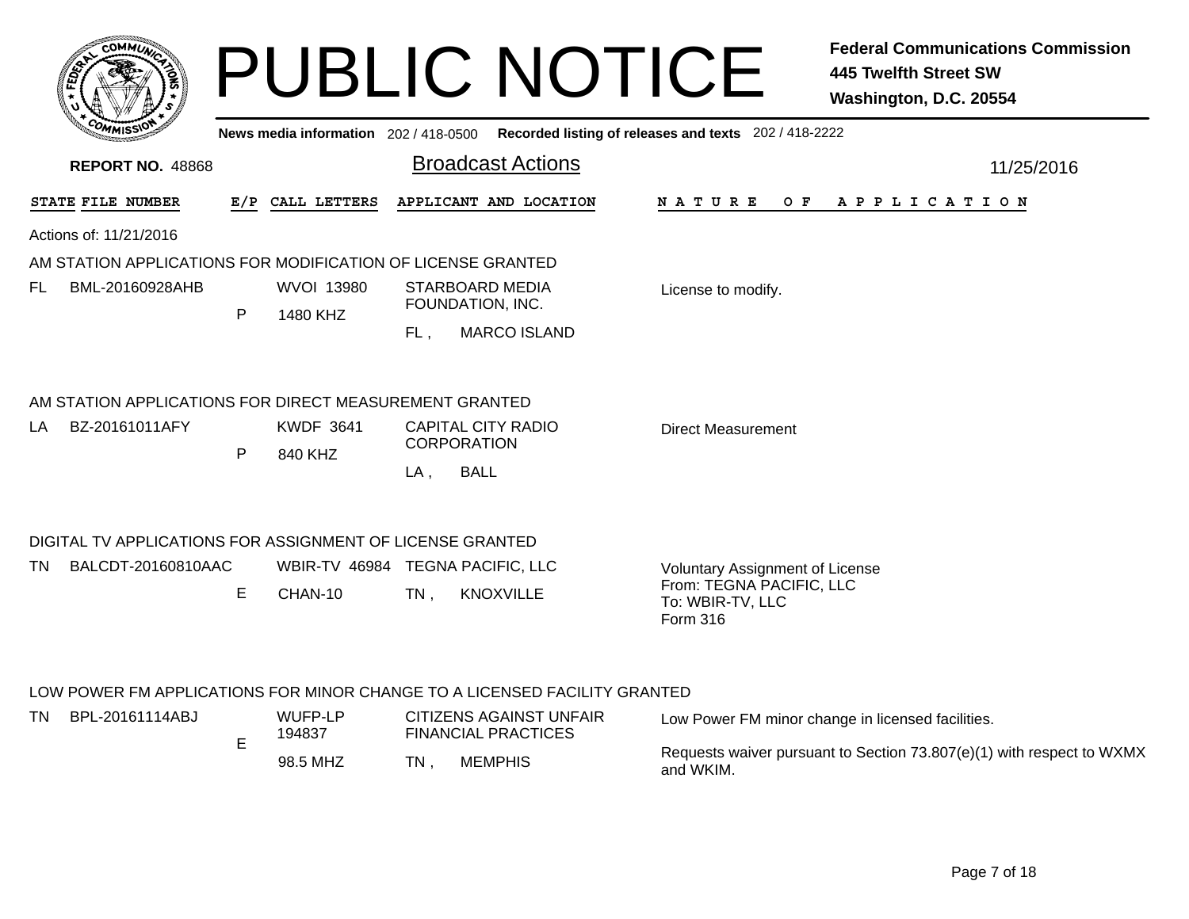# PUBLIC NOTICE

**Federal Communications Commission**
**445 Twelfth Street SW**
**Washington, D.C. 20554**

**News media information** 202 / 418-0500 **Recorded listing of releases and texts** 202 / 418-2222

**REPORT NO.** 48868

## Broadcast Actions

11/25/2016

| STATE | FILE NUMBER | E/P | CALL LETTERS | APPLICANT AND LOCATION | NATURE OF APPLICATION |
|---|---|---|---|---|---|

Actions of: 11/21/2016

### AM STATION APPLICATIONS FOR MODIFICATION OF LICENSE GRANTED

| STATE | FILE NUMBER | E/P | CALL LETTERS | APPLICANT AND LOCATION | NATURE OF APPLICATION |
|---|---|---|---|---|---|
| FL | BML-20160928AHB | P | WVOI 13980<br>1480 KHZ | STARBOARD MEDIA FOUNDATION, INC.<br>FL , MARCO ISLAND | License to modify. |

### AM STATION APPLICATIONS FOR DIRECT MEASUREMENT GRANTED

| STATE | FILE NUMBER | E/P | CALL LETTERS | APPLICANT AND LOCATION | NATURE OF APPLICATION |
|---|---|---|---|---|---|
| LA | BZ-20161011AFY | P | KWDF 3641<br>840 KHZ | CAPITAL CITY RADIO CORPORATION<br>LA , BALL | Direct Measurement |

### DIGITAL TV APPLICATIONS FOR ASSIGNMENT OF LICENSE GRANTED

| STATE | FILE NUMBER | E/P | CALL LETTERS | APPLICANT AND LOCATION | NATURE OF APPLICATION |
|---|---|---|---|---|---|
| TN | BALCDT-20160810AAC | E | WBIR-TV 46984<br>CHAN-10 | TEGNA PACIFIC, LLC<br>TN , KNOXVILLE | Voluntary Assignment of License<br>From: TEGNA PACIFIC, LLC<br>To: WBIR-TV, LLC<br>Form 316 |

### LOW POWER FM APPLICATIONS FOR MINOR CHANGE TO A LICENSED FACILITY GRANTED

| STATE | FILE NUMBER | E/P | CALL LETTERS | APPLICANT AND LOCATION | NATURE OF APPLICATION |
|---|---|---|---|---|---|
| TN | BPL-20161114ABJ | E | WUFP-LP 194837<br>98.5 MHZ | CITIZENS AGAINST UNFAIR FINANCIAL PRACTICES<br>TN , MEMPHIS | Low Power FM minor change in licensed facilities.<br><br>Requests waiver pursuant to Section 73.807(e)(1) with respect to WXMX and WKIM. |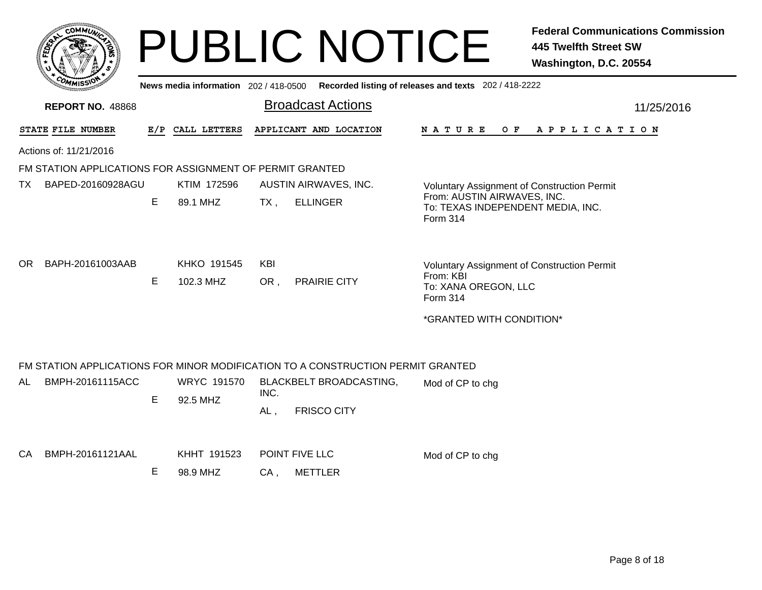# PUBLIC NOTICE

**Federal Communications Commission**
**445 Twelfth Street SW**
**Washington, D.C. 20554**

**News media information** 202 / 418-0500 **Recorded listing of releases and texts** 202 / 418-2222

**REPORT NO.** 48868

## Broadcast Actions

11/25/2016

Actions of: 11/21/2016

### FM STATION APPLICATIONS FOR ASSIGNMENT OF PERMIT GRANTED

| STATE | FILE NUMBER | E/P | CALL LETTERS | APPLICANT AND LOCATION | NATURE OF APPLICATION |
|---|---|---|---|---|---|
| TX | BAPED-20160928AGU | E | KTIM 172596<br>89.1 MHZ | AUSTIN AIRWAVES, INC.<br>TX , ELLINGER | Voluntary Assignment of Construction Permit<br>From: AUSTIN AIRWAVES, INC.<br>To: TEXAS INDEPENDENT MEDIA, INC.<br>Form 314 |
| OR | BAPH-20161003AAB | E | KHKO 191545<br>102.3 MHZ | KBI<br>OR , PRAIRIE CITY | Voluntary Assignment of Construction Permit<br>From: KBI<br>To: XANA OREGON, LLC<br>Form 314<br>*GRANTED WITH CONDITION* |

### FM STATION APPLICATIONS FOR MINOR MODIFICATION TO A CONSTRUCTION PERMIT GRANTED

| STATE | FILE NUMBER | E/P | CALL LETTERS | APPLICANT AND LOCATION | NATURE OF APPLICATION |
|---|---|---|---|---|---|
| AL | BMPH-20161115ACC | E | WRYC 191570<br>92.5 MHZ | BLACKBELT BROADCASTING, INC.<br>AL , FRISCO CITY | Mod of CP to chg |
| CA | BMPH-20161121AAL | E | KHHT 191523<br>98.9 MHZ | POINT FIVE LLC<br>CA , METTLER | Mod of CP to chg |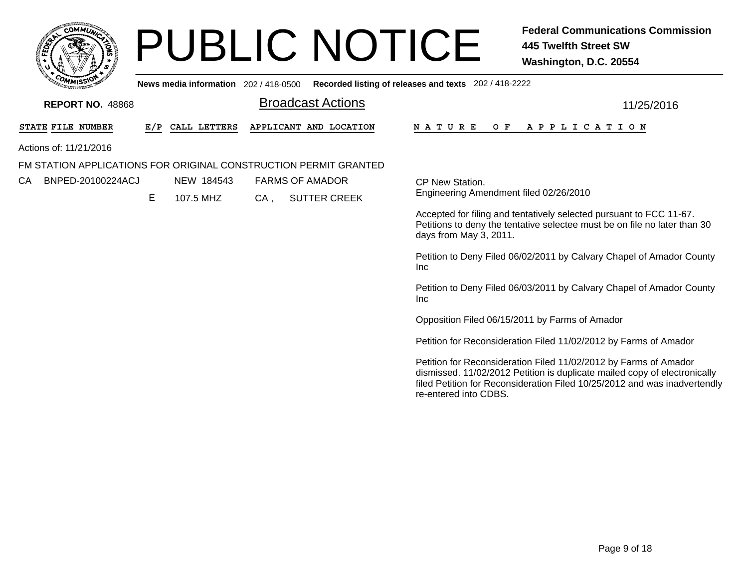# PUBLIC NOTICE

**Federal Communications Commission**
**445 Twelfth Street SW**
**Washington, D.C. 20554**

**News media information** 202 / 418-0500 **Recorded listing of releases and texts** 202 / 418-2222

**REPORT NO.** 48868

## Broadcast Actions

11/25/2016

| STATE | FILE NUMBER | E/P | CALL LETTERS | APPLICANT AND LOCATION | NATURE OF APPLICATION |
|---|---|---|---|---|---|

Actions of: 11/21/2016

FM STATION APPLICATIONS FOR ORIGINAL CONSTRUCTION PERMIT GRANTED

| STATE | FILE NUMBER | E/P | CALL LETTERS | APPLICANT AND LOCATION | NATURE OF APPLICATION |
|---|---|---|---|---|---|
| CA | BNPED-20100224ACJ | E | NEW 184543<br>107.5 MHZ | FARMS OF AMADOR<br>CA , SUTTER CREEK | CP New Station.<br>Engineering Amendment filed 02/26/2010<br><br>Accepted for filing and tentatively selected pursuant to FCC 11-67. Petitions to deny the tentative selectee must be on file no later than 30 days from May 3, 2011.<br><br>Petition to Deny Filed 06/02/2011 by Calvary Chapel of Amador County Inc<br><br>Petition to Deny Filed 06/03/2011 by Calvary Chapel of Amador County Inc<br><br>Opposition Filed 06/15/2011 by Farms of Amador<br><br>Petition for Reconsideration Filed 11/02/2012 by Farms of Amador<br><br>Petition for Reconsideration Filed 11/02/2012 by Farms of Amador dismissed. 11/02/2012 Petition is duplicate mailed copy of electronically filed Petition for Reconsideration Filed 10/25/2012 and was inadvertendly re-entered into CDBS. |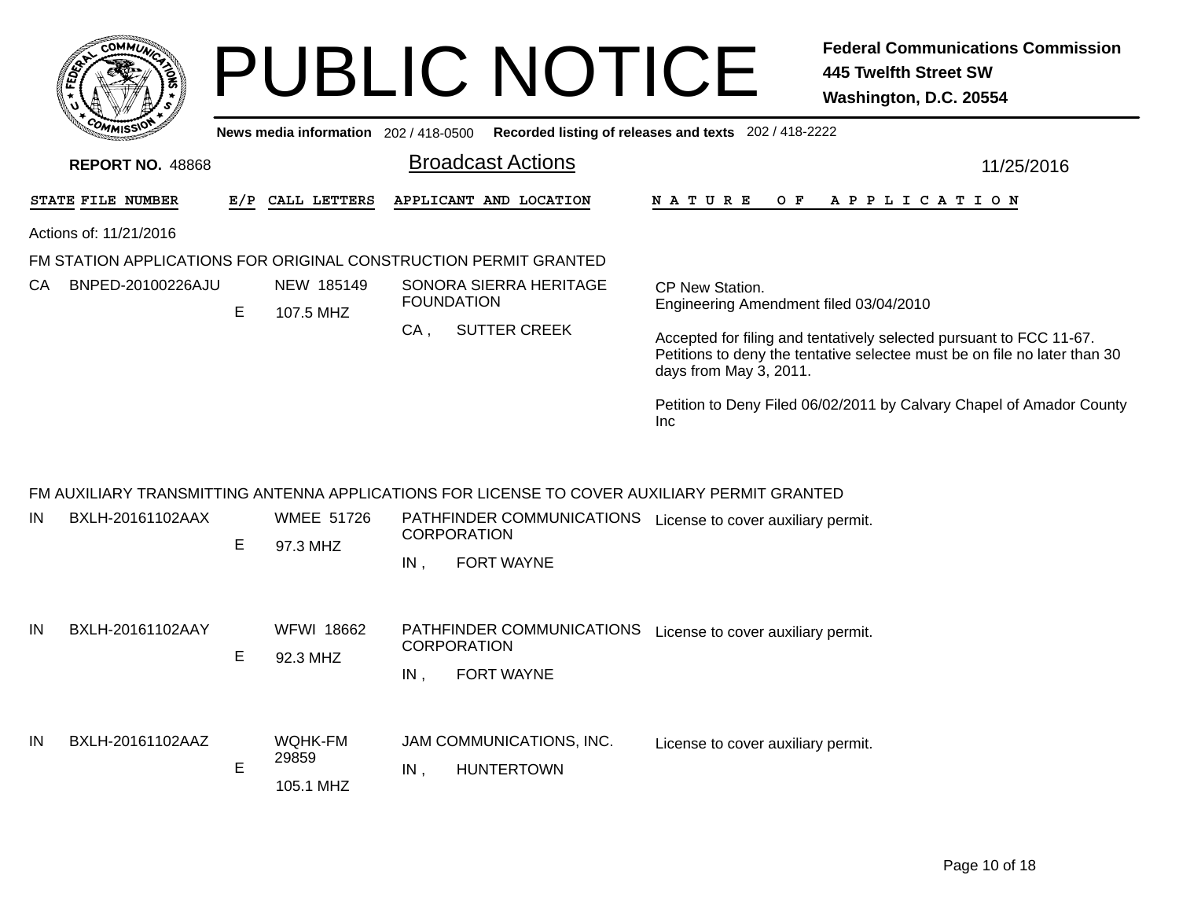# PUBLIC NOTICE

**Federal Communications Commission**
**445 Twelfth Street SW**
**Washington, D.C. 20554**

**News media information** 202 / 418-0500 **Recorded listing of releases and texts** 202 / 418-2222

**REPORT NO.** 48868

## Broadcast Actions

11/25/2016

Actions of: 11/21/2016

### FM STATION APPLICATIONS FOR ORIGINAL CONSTRUCTION PERMIT GRANTED

| STATE | FILE NUMBER | E/P | CALL LETTERS | APPLICANT AND LOCATION | NATURE OF APPLICATION |
|---|---|---|---|---|---|
| CA | BNPED-20100226AJU | E | NEW 185149<br>107.5 MHZ | SONORA SIERRA HERITAGE FOUNDATION<br>CA , SUTTER CREEK | CP New Station.<br>Engineering Amendment filed 03/04/2010<br><br>Accepted for filing and tentatively selected pursuant to FCC 11-67. Petitions to deny the tentative selectee must be on file no later than 30 days from May 3, 2011.<br><br>Petition to Deny Filed 06/02/2011 by Calvary Chapel of Amador County Inc |

### FM AUXILIARY TRANSMITTING ANTENNA APPLICATIONS FOR LICENSE TO COVER AUXILIARY PERMIT GRANTED

| STATE | FILE NUMBER | E/P | CALL LETTERS | APPLICANT AND LOCATION | NATURE OF APPLICATION |
|---|---|---|---|---|---|
| IN | BXLH-20161102AAX | E | WMEE 51726<br>97.3 MHZ | PATHFINDER COMMUNICATIONS CORPORATION<br>IN , FORT WAYNE | License to cover auxiliary permit. |
| IN | BXLH-20161102AAY | E | WFWI 18662<br>92.3 MHZ | PATHFINDER COMMUNICATIONS CORPORATION<br>IN , FORT WAYNE | License to cover auxiliary permit. |
| IN | BXLH-20161102AAZ | E | WQHK-FM 29859<br>105.1 MHZ | JAM COMMUNICATIONS, INC.<br>IN , HUNTERTOWN | License to cover auxiliary permit. |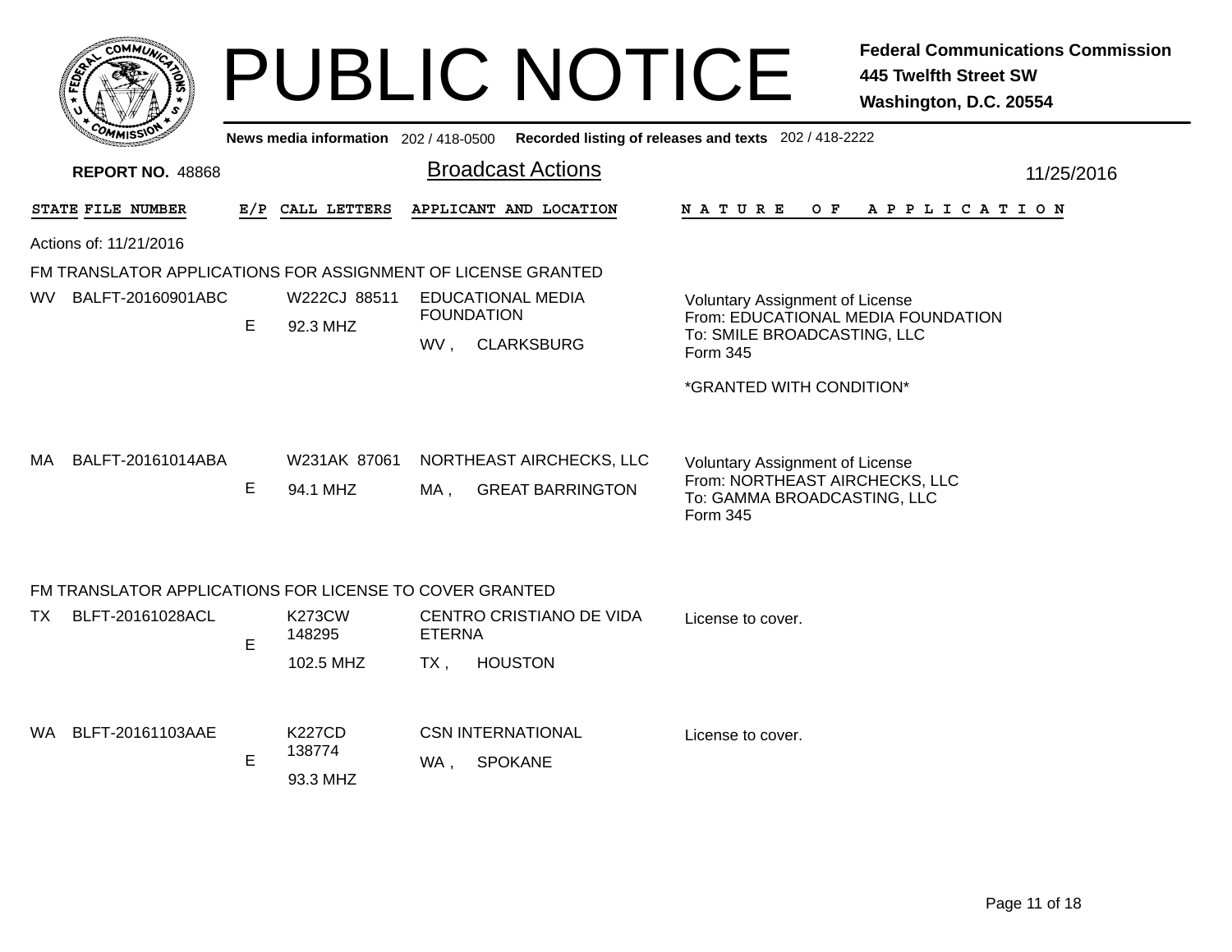# PUBLIC NOTICE

**Federal Communications Commission**
**445 Twelfth Street SW**
**Washington, D.C. 20554**

**News media information** 202 / 418-0500 **Recorded listing of releases and texts** 202 / 418-2222

**REPORT NO.** 48868

## Broadcast Actions

11/25/2016

Actions of: 11/21/2016

### FM TRANSLATOR APPLICATIONS FOR ASSIGNMENT OF LICENSE GRANTED

| STATE | FILE NUMBER | E/P | CALL LETTERS | APPLICANT AND LOCATION | NATURE OF APPLICATION |
|---|---|---|---|---|---|
| WV | BALFT-20160901ABC | E | W222CJ 88511<br>92.3 MHZ | EDUCATIONAL MEDIA FOUNDATION<br>WV , CLARKSBURG | Voluntary Assignment of License<br>From: EDUCATIONAL MEDIA FOUNDATION<br>To: SMILE BROADCASTING, LLC<br>Form 345<br><br>*GRANTED WITH CONDITION* |
| MA | BALFT-20161014ABA | E | W231AK 87061<br>94.1 MHZ | NORTHEAST AIRCHECKS, LLC<br>MA , GREAT BARRINGTON | Voluntary Assignment of License<br>From: NORTHEAST AIRCHECKS, LLC<br>To: GAMMA BROADCASTING, LLC<br>Form 345 |

### FM TRANSLATOR APPLICATIONS FOR LICENSE TO COVER GRANTED

| STATE | FILE NUMBER | E/P | CALL LETTERS | APPLICANT AND LOCATION | NATURE OF APPLICATION |
|---|---|---|---|---|---|
| TX | BLFT-20161028ACL | E | K273CW 148295<br>102.5 MHZ | CENTRO CRISTIANO DE VIDA ETERNA<br>TX , HOUSTON | License to cover. |
| WA | BLFT-20161103AAE | E | K227CD 138774<br>93.3 MHZ | CSN INTERNATIONAL<br>WA , SPOKANE | License to cover. |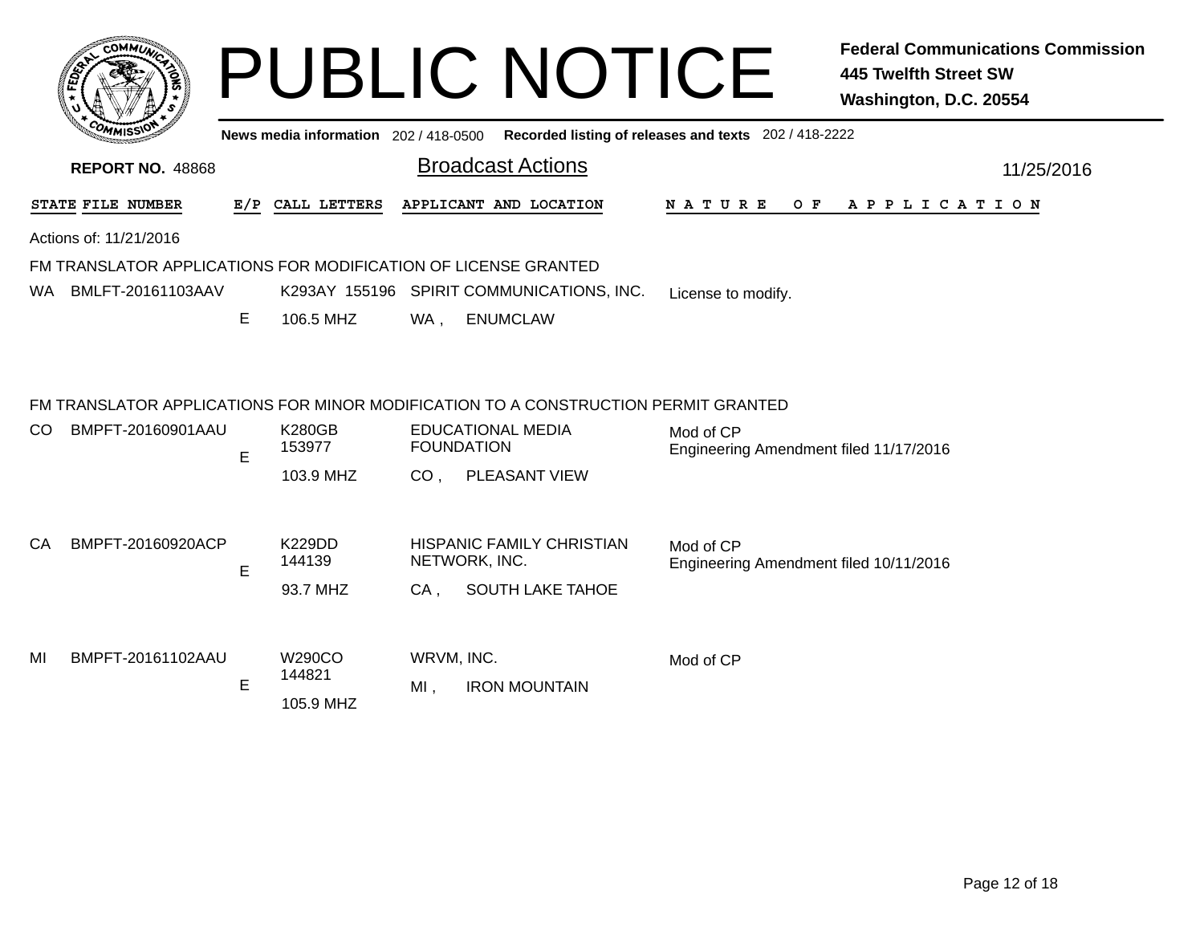# PUBLIC NOTICE

**Federal Communications Commission**
**445 Twelfth Street SW**
**Washington, D.C. 20554**

**News media information** 202 / 418-0500 **Recorded listing of releases and texts** 202 / 418-2222

**REPORT NO.** 48868

## Broadcast Actions

11/25/2016

Actions of: 11/21/2016

### FM TRANSLATOR APPLICATIONS FOR MODIFICATION OF LICENSE GRANTED

| STATE | FILE NUMBER | E/P | CALL LETTERS | APPLICANT AND LOCATION | NATURE OF APPLICATION |
|---|---|---|---|---|---|
| WA | BMLFT-20161103AAV | E | K293AY 155196<br>106.5 MHZ | SPIRIT COMMUNICATIONS, INC.<br>WA , ENUMCLAW | License to modify. |

### FM TRANSLATOR APPLICATIONS FOR MINOR MODIFICATION TO A CONSTRUCTION PERMIT GRANTED

| STATE | FILE NUMBER | E/P | CALL LETTERS | APPLICANT AND LOCATION | NATURE OF APPLICATION |
|---|---|---|---|---|---|
| CO | BMPFT-20160901AAU | E | K280GB 153977<br>103.9 MHZ | EDUCATIONAL MEDIA FOUNDATION<br>CO , PLEASANT VIEW | Mod of CP<br>Engineering Amendment filed 11/17/2016 |
| CA | BMPFT-20160920ACP | E | K229DD 144139<br>93.7 MHZ | HISPANIC FAMILY CHRISTIAN NETWORK, INC.<br>CA , SOUTH LAKE TAHOE | Mod of CP<br>Engineering Amendment filed 10/11/2016 |
| MI | BMPFT-20161102AAU | E | W290CO 144821<br>105.9 MHZ | WRVM, INC.<br>MI , IRON MOUNTAIN | Mod of CP |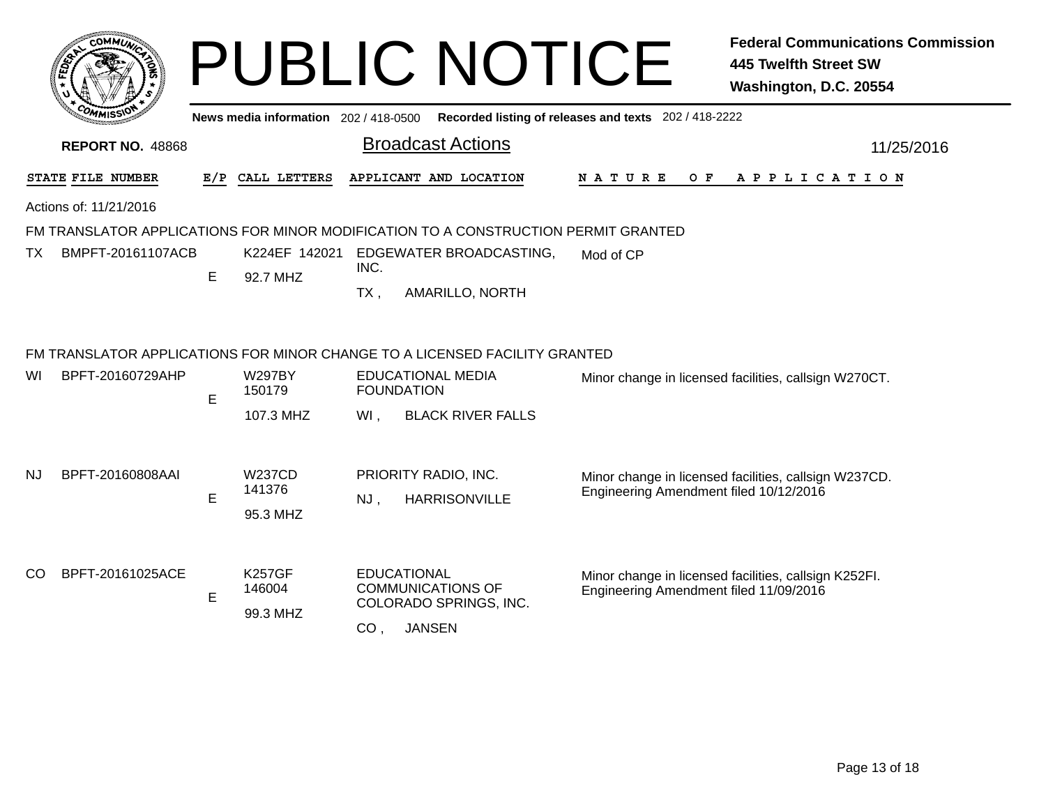# PUBLIC NOTICE

**Federal Communications Commission**
**445 Twelfth Street SW**
**Washington, D.C. 20554**

**News media information** 202 / 418-0500 **Recorded listing of releases and texts** 202 / 418-2222

**REPORT NO.** 48868

## Broadcast Actions

11/25/2016

| STATE | FILE NUMBER | E/P | CALL LETTERS | APPLICANT AND LOCATION | NATURE OF APPLICATION |
|---|---|---|---|---|---|

Actions of: 11/21/2016

### FM TRANSLATOR APPLICATIONS FOR MINOR MODIFICATION TO A CONSTRUCTION PERMIT GRANTED

| STATE | FILE NUMBER | E/P | CALL LETTERS | APPLICANT AND LOCATION | NATURE OF APPLICATION |
|---|---|---|---|---|---|
| TX | BMPFT-20161107ACB | E | K224EF 142021<br>92.7 MHZ | EDGEWATER BROADCASTING, INC.<br>TX , AMARILLO, NORTH | Mod of CP |

### FM TRANSLATOR APPLICATIONS FOR MINOR CHANGE TO A LICENSED FACILITY GRANTED

| STATE | FILE NUMBER | E/P | CALL LETTERS | APPLICANT AND LOCATION | NATURE OF APPLICATION |
|---|---|---|---|---|---|
| WI | BPFT-20160729AHP | E | W297BY 150179<br>107.3 MHZ | EDUCATIONAL MEDIA FOUNDATION<br>WI , BLACK RIVER FALLS | Minor change in licensed facilities, callsign W270CT. |
| NJ | BPFT-20160808AAI | E | W237CD 141376<br>95.3 MHZ | PRIORITY RADIO, INC.<br>NJ , HARRISONVILLE | Minor change in licensed facilities, callsign W237CD.<br>Engineering Amendment filed 10/12/2016 |
| CO | BPFT-20161025ACE | E | K257GF 146004<br>99.3 MHZ | EDUCATIONAL COMMUNICATIONS OF COLORADO SPRINGS, INC.<br>CO , JANSEN | Minor change in licensed facilities, callsign K252FI.<br>Engineering Amendment filed 11/09/2016 |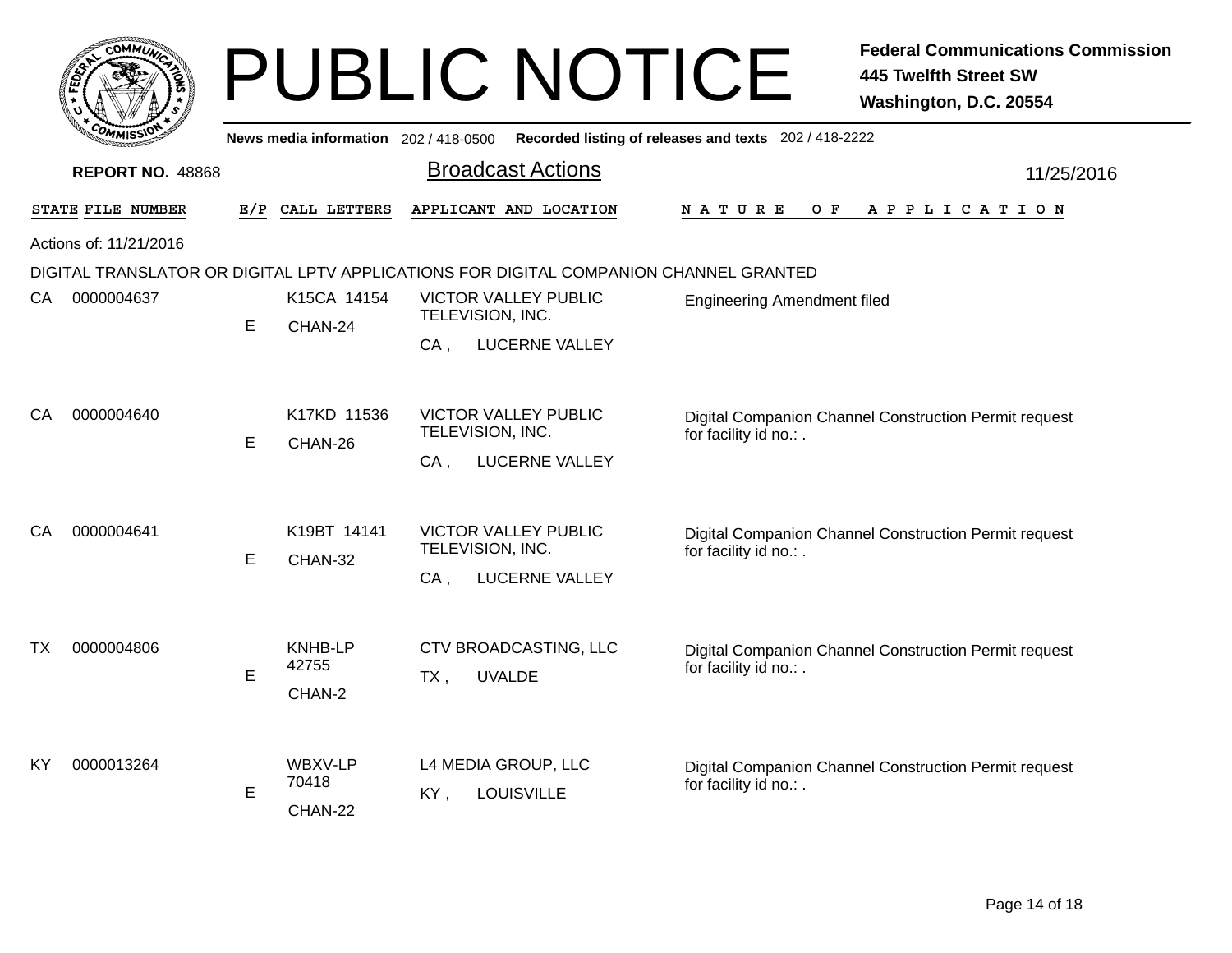# PUBLIC NOTICE

**Federal Communications Commission**
**445 Twelfth Street SW**
**Washington, D.C. 20554**

**News media information** 202 / 418-0500 **Recorded listing of releases and texts** 202 / 418-2222

**REPORT NO.** 48868

## Broadcast Actions

11/25/2016

Actions of: 11/21/2016

DIGITAL TRANSLATOR OR DIGITAL LPTV APPLICATIONS FOR DIGITAL COMPANION CHANNEL GRANTED

| STATE | FILE NUMBER | E/P | CALL LETTERS | APPLICANT AND LOCATION | NATURE OF APPLICATION |
|---|---|---|---|---|---|
| CA | 0000004637 | E | K15CA 14154 CHAN-24 | VICTOR VALLEY PUBLIC TELEVISION, INC. CA , LUCERNE VALLEY | Engineering Amendment filed |
| CA | 0000004640 | E | K17KD 11536 CHAN-26 | VICTOR VALLEY PUBLIC TELEVISION, INC. CA , LUCERNE VALLEY | Digital Companion Channel Construction Permit request for facility id no.: . |
| CA | 0000004641 | E | K19BT 14141 CHAN-32 | VICTOR VALLEY PUBLIC TELEVISION, INC. CA , LUCERNE VALLEY | Digital Companion Channel Construction Permit request for facility id no.: . |
| TX | 0000004806 | E | KNHB-LP 42755 CHAN-2 | CTV BROADCASTING, LLC TX , UVALDE | Digital Companion Channel Construction Permit request for facility id no.: . |
| KY | 0000013264 | E | WBXV-LP 70418 CHAN-22 | L4 MEDIA GROUP, LLC KY , LOUISVILLE | Digital Companion Channel Construction Permit request for facility id no.: . |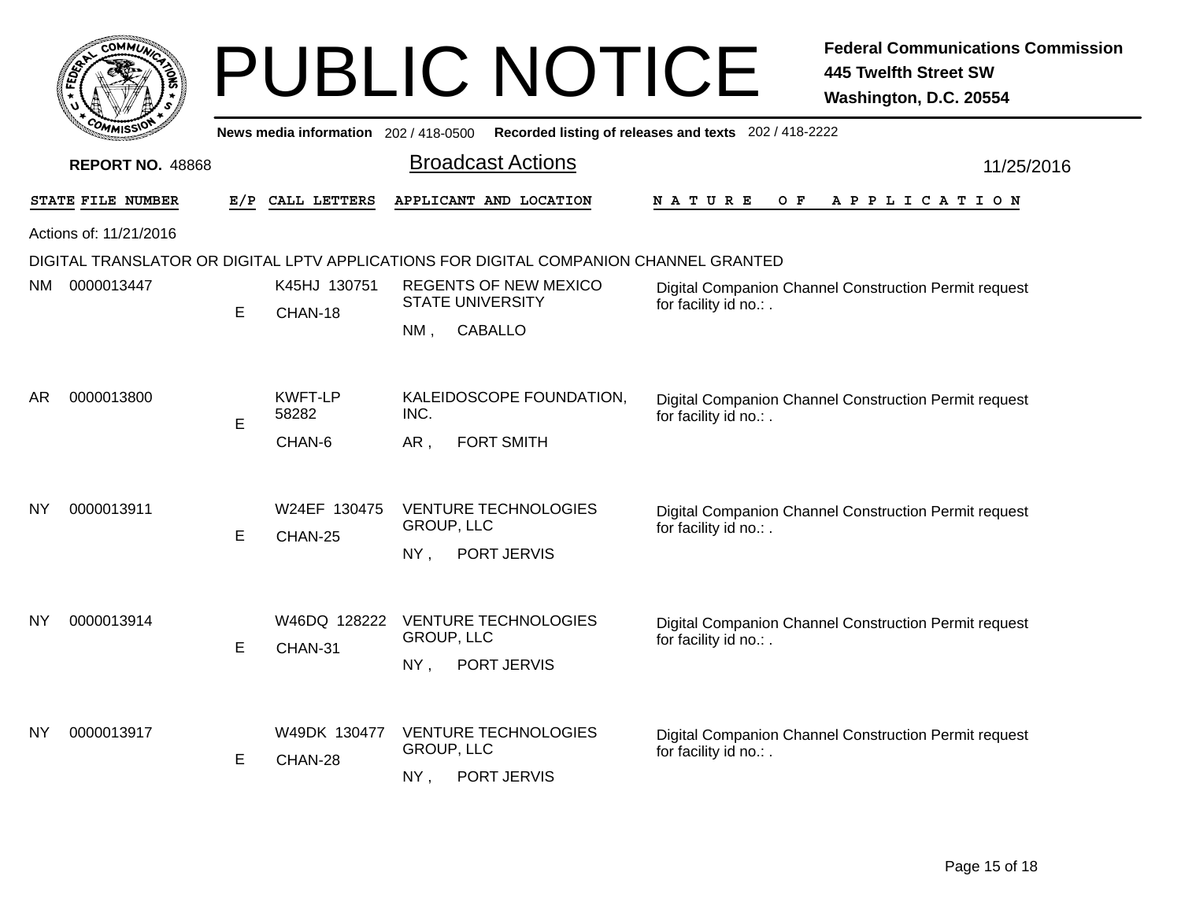# PUBLIC NOTICE

**Federal Communications Commission**
**445 Twelfth Street SW**
**Washington, D.C. 20554**

**News media information** 202 / 418-0500 **Recorded listing of releases and texts** 202 / 418-2222

**REPORT NO.** 48868

## Broadcast Actions

11/25/2016

Actions of: 11/21/2016

DIGITAL TRANSLATOR OR DIGITAL LPTV APPLICATIONS FOR DIGITAL COMPANION CHANNEL GRANTED

| STATE | FILE NUMBER | E/P | CALL LETTERS | APPLICANT AND LOCATION | NATURE OF APPLICATION |
|---|---|---|---|---|---|
| NM | 0000013447 | E | K45HJ 130751 CHAN-18 | REGENTS OF NEW MEXICO STATE UNIVERSITY NM , CABALLO | Digital Companion Channel Construction Permit request for facility id no.: . |
| AR | 0000013800 | E | KWFT-LP 58282 CHAN-6 | KALEIDOSCOPE FOUNDATION, INC. AR , FORT SMITH | Digital Companion Channel Construction Permit request for facility id no.: . |
| NY | 0000013911 | E | W24EF 130475 CHAN-25 | VENTURE TECHNOLOGIES GROUP, LLC NY , PORT JERVIS | Digital Companion Channel Construction Permit request for facility id no.: . |
| NY | 0000013914 | E | W46DQ 128222 CHAN-31 | VENTURE TECHNOLOGIES GROUP, LLC NY , PORT JERVIS | Digital Companion Channel Construction Permit request for facility id no.: . |
| NY | 0000013917 | E | W49DK 130477 CHAN-28 | VENTURE TECHNOLOGIES GROUP, LLC NY , PORT JERVIS | Digital Companion Channel Construction Permit request for facility id no.: . |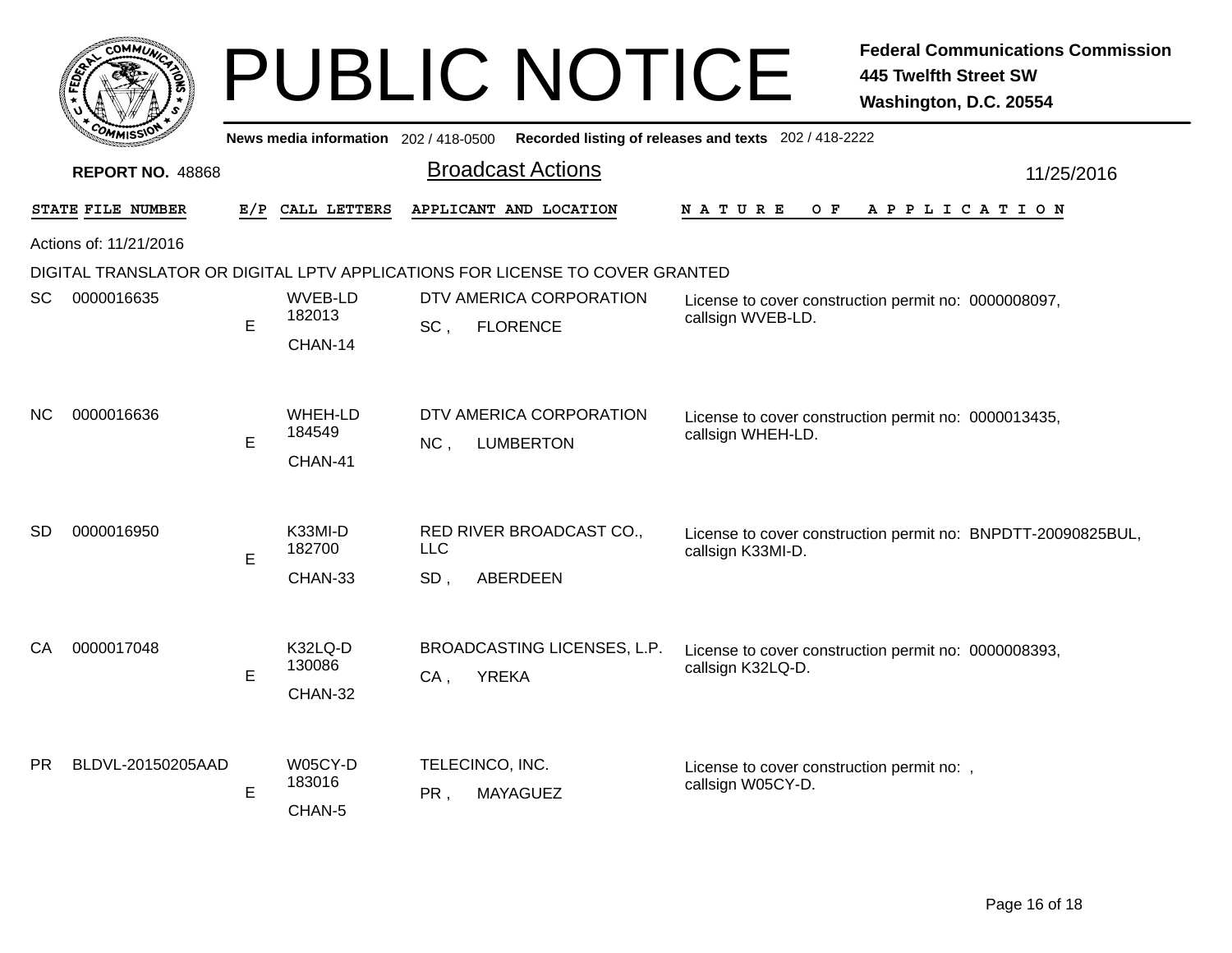# PUBLIC NOTICE

**Federal Communications Commission**
**445 Twelfth Street SW**
**Washington, D.C. 20554**

**News media information** 202 / 418-0500 **Recorded listing of releases and texts** 202 / 418-2222

**REPORT NO.** 48868

## Broadcast Actions

11/25/2016

Actions of: 11/21/2016

DIGITAL TRANSLATOR OR DIGITAL LPTV APPLICATIONS FOR LICENSE TO COVER GRANTED

| STATE | FILE NUMBER | E/P | CALL LETTERS | APPLICANT AND LOCATION | NATURE OF APPLICATION |
|---|---|---|---|---|---|
| SC | 0000016635 | E | WVEB-LD 182013 CHAN-14 | DTV AMERICA CORPORATION SC , FLORENCE | License to cover construction permit no: 0000008097, callsign WVEB-LD. |
| NC | 0000016636 | E | WHEH-LD 184549 CHAN-41 | DTV AMERICA CORPORATION NC , LUMBERTON | License to cover construction permit no: 0000013435, callsign WHEH-LD. |
| SD | 0000016950 | E | K33MI-D 182700 CHAN-33 | RED RIVER BROADCAST CO., LLC SD , ABERDEEN | License to cover construction permit no: BNPDTT-20090825BUL, callsign K33MI-D. |
| CA | 0000017048 | E | K32LQ-D 130086 CHAN-32 | BROADCASTING LICENSES, L.P. CA , YREKA | License to cover construction permit no: 0000008393, callsign K32LQ-D. |
| PR | BLDVL-20150205AAD | E | W05CY-D 183016 CHAN-5 | TELECINCO, INC. PR , MAYAGUEZ | License to cover construction permit no: , callsign W05CY-D. |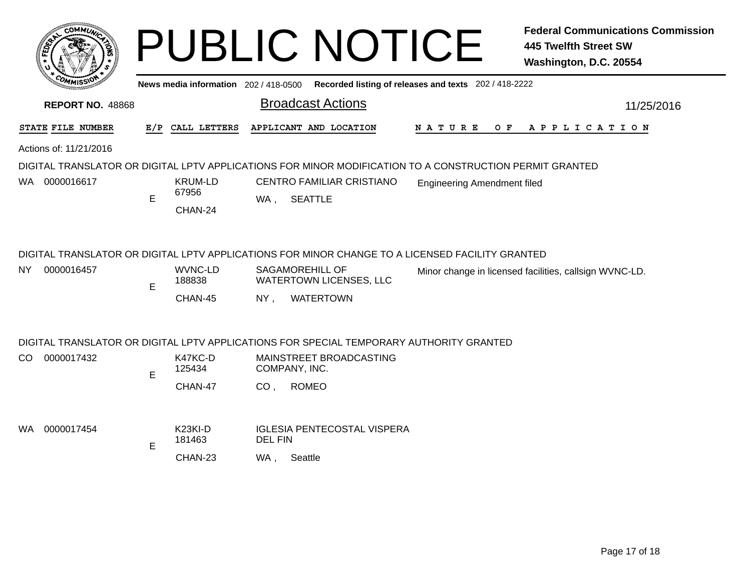# PUBLIC NOTICE

**Federal Communications Commission**
**445 Twelfth Street SW**
**Washington, D.C. 20554**

**News media information** 202 / 418-0500 **Recorded listing of releases and texts** 202 / 418-2222

**REPORT NO.** 48868

## Broadcast Actions

11/25/2016

| STATE | FILE NUMBER | E/P | CALL LETTERS | APPLICANT AND LOCATION | NATURE OF APPLICATION |
|---|---|---|---|---|---|

Actions of: 11/21/2016

### DIGITAL TRANSLATOR OR DIGITAL LPTV APPLICATIONS FOR MINOR MODIFICATION TO A CONSTRUCTION PERMIT GRANTED

| STATE | FILE NUMBER | E/P | CALL LETTERS | APPLICANT AND LOCATION | NATURE OF APPLICATION |
|---|---|---|---|---|---|
| WA | 0000016617 | E | KRUM-LD 67956 CHAN-24 | CENTRO FAMILIAR CRISTIANO WA , SEATTLE | Engineering Amendment filed |

### DIGITAL TRANSLATOR OR DIGITAL LPTV APPLICATIONS FOR MINOR CHANGE TO A LICENSED FACILITY GRANTED

| STATE | FILE NUMBER | E/P | CALL LETTERS | APPLICANT AND LOCATION | NATURE OF APPLICATION |
|---|---|---|---|---|---|
| NY | 0000016457 | E | WVNC-LD 188838 CHAN-45 | SAGAMOREHILL OF WATERTOWN LICENSES, LLC NY , WATERTOWN | Minor change in licensed facilities, callsign WVNC-LD. |

### DIGITAL TRANSLATOR OR DIGITAL LPTV APPLICATIONS FOR SPECIAL TEMPORARY AUTHORITY GRANTED

| STATE | FILE NUMBER | E/P | CALL LETTERS | APPLICANT AND LOCATION | NATURE OF APPLICATION |
|---|---|---|---|---|---|
| CO | 0000017432 | E | K47KC-D 125434 CHAN-47 | MAINSTREET BROADCASTING COMPANY, INC. CO , ROMEO | |
| WA | 0000017454 | E | K23KI-D 181463 CHAN-23 | IGLESIA PENTECOSTAL VISPERA DEL FIN WA , Seattle | |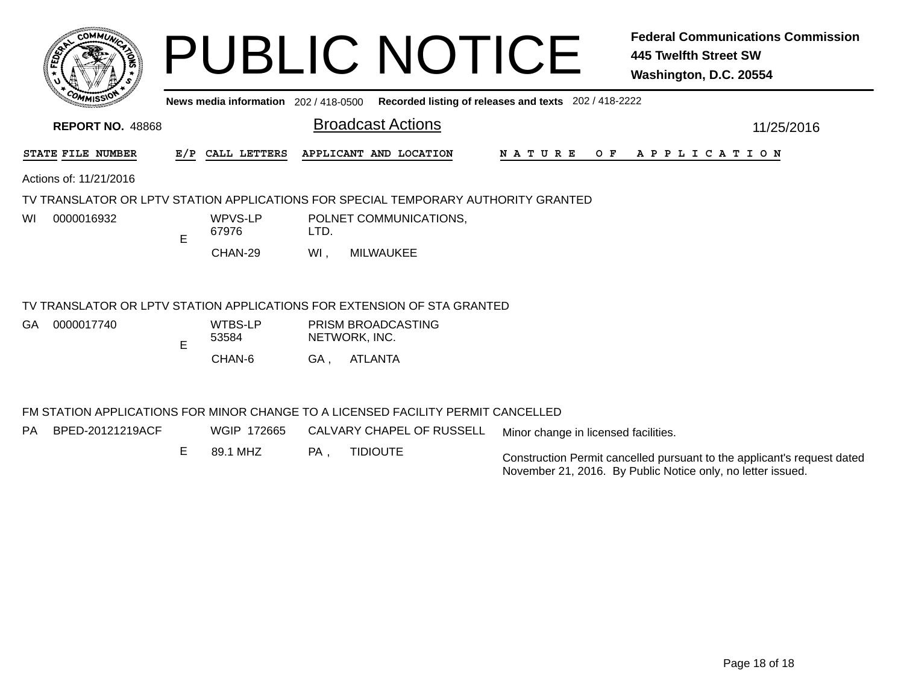# PUBLIC NOTICE

**Federal Communications Commission**
**445 Twelfth Street SW**
**Washington, D.C. 20554**

**News media information** 202 / 418-0500 **Recorded listing of releases and texts** 202 / 418-2222

**REPORT NO.** 48868

## Broadcast Actions

11/25/2016

| STATE | FILE NUMBER | E/P | CALL LETTERS | APPLICANT AND LOCATION | NATURE OF APPLICATION |
|---|---|---|---|---|---|

Actions of: 11/21/2016

### TV TRANSLATOR OR LPTV STATION APPLICATIONS FOR SPECIAL TEMPORARY AUTHORITY GRANTED

| STATE | FILE NUMBER | E/P | CALL LETTERS | APPLICANT AND LOCATION | NATURE OF APPLICATION |
|---|---|---|---|---|---|
| WI | 0000016932 | E | WPVS-LP 67976 CHAN-29 | POLNET COMMUNICATIONS, LTD. WI , MILWAUKEE | |

### TV TRANSLATOR OR LPTV STATION APPLICATIONS FOR EXTENSION OF STA GRANTED

| STATE | FILE NUMBER | E/P | CALL LETTERS | APPLICANT AND LOCATION | NATURE OF APPLICATION |
|---|---|---|---|---|---|
| GA | 0000017740 | E | WTBS-LP 53584 CHAN-6 | PRISM BROADCASTING NETWORK, INC. GA , ATLANTA | |

### FM STATION APPLICATIONS FOR MINOR CHANGE TO A LICENSED FACILITY PERMIT CANCELLED

| STATE | FILE NUMBER | E/P | CALL LETTERS | APPLICANT AND LOCATION | NATURE OF APPLICATION |
|---|---|---|---|---|---|
| PA | BPED-20121219ACF | E | WGIP 172665 89.1 MHZ | CALVARY CHAPEL OF RUSSELL PA , TIDIOUTE | Minor change in licensed facilities. Construction Permit cancelled pursuant to the applicant's request dated November 21, 2016. By Public Notice only, no letter issued. |